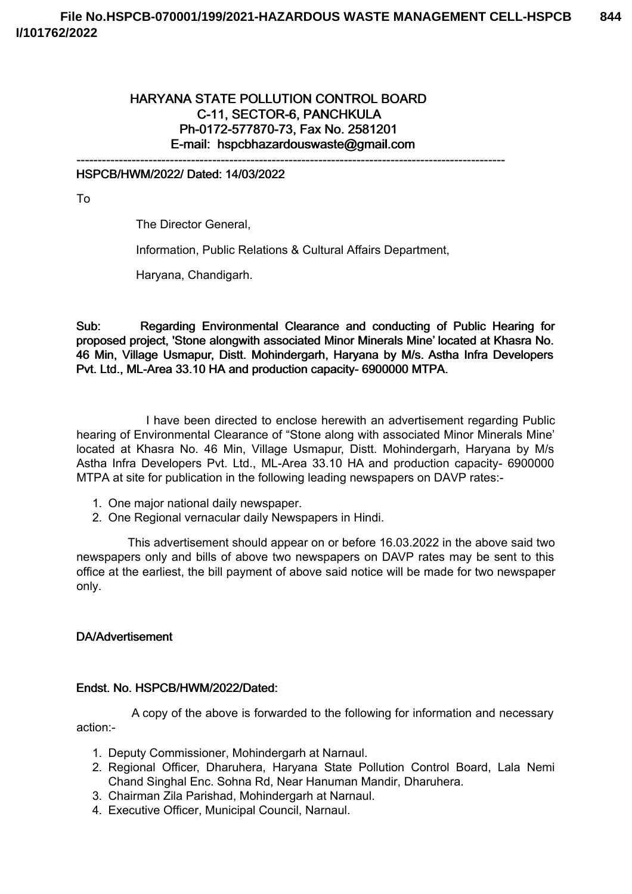# HARYANA STATE POLLUTION CONTROL BOARD

**C-11, SECTOR-6, PANCHKULA**
**Ph-0172-577870-73, Fax No. 2581201**
**E-mail: hspcbhazardouswaste@gmail.com**

---

**HSPCB/HWM/2022/ Dated: 14/03/2022**

To

The Director General,

Information, Public Relations & Cultural Affairs Department,

Haryana, Chandigarh.

**Sub: Regarding Environmental Clearance and conducting of Public Hearing for proposed project, 'Stone alongwith associated Minor Minerals Mine' located at Khasra No. 46 Min, Village Usmapur, Distt. Mohindergarh, Haryana by M/s. Astha Infra Developers Pvt. Ltd., ML-Area 33.10 HA and production capacity- 6900000 MTPA.**

I have been directed to enclose herewith an advertisement regarding Public hearing of Environmental Clearance of "Stone along with associated Minor Minerals Mine' located at Khasra No. 46 Min, Village Usmapur, Distt. Mohindergarh, Haryana by M/s Astha Infra Developers Pvt. Ltd., ML-Area 33.10 HA and production capacity- 6900000 MTPA at site for publication in the following leading newspapers on DAVP rates:-

1. One major national daily newspaper.
2. One Regional vernacular daily Newspapers in Hindi.

This advertisement should appear on or before 16.03.2022 in the above said two newspapers only and bills of above two newspapers on DAVP rates may be sent to this office at the earliest, the bill payment of above said notice will be made for two newspaper only.

**DA/Advertisement**

**Endst. No. HSPCB/HWM/2022/Dated:**

A copy of the above is forwarded to the following for information and necessary action:-

1. Deputy Commissioner, Mohindergarh at Narnaul.
2. Regional Officer, Dharuhera, Haryana State Pollution Control Board, Lala Nemi Chand Singhal Enc. Sohna Rd, Near Hanuman Mandir, Dharuhera.
3. Chairman Zila Parishad, Mohindergarh at Narnaul.
4. Executive Officer, Municipal Council, Narnaul.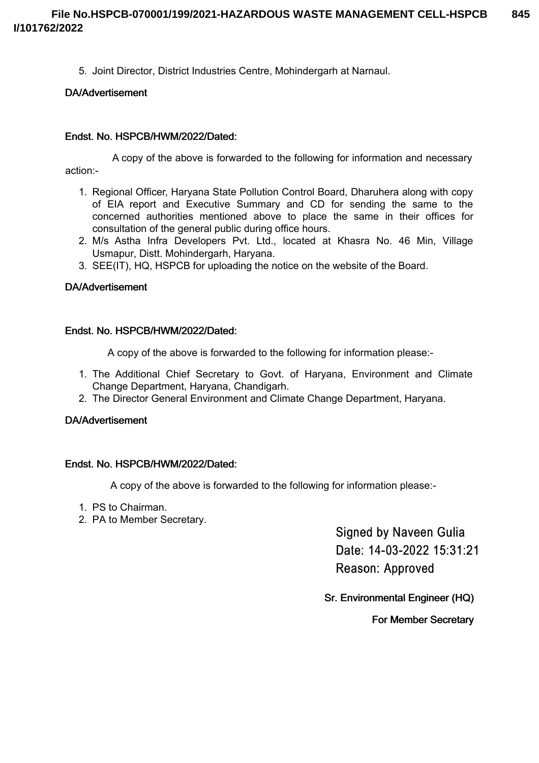5. Joint Director, District Industries Centre, Mohindergarh at Narnaul.

**DA/Advertisement**

**Endst. No. HSPCB/HWM/2022/Dated:**

A copy of the above is forwarded to the following for information and necessary action:-

1. Regional Officer, Haryana State Pollution Control Board, Dharuhera along with copy of EIA report and Executive Summary and CD for sending the same to the concerned authorities mentioned above to place the same in their offices for consultation of the general public during office hours.
2. M/s Astha Infra Developers Pvt. Ltd., located at Khasra No. 46 Min, Village Usmapur, Distt. Mohindergarh, Haryana.
3. SEE(IT), HQ, HSPCB for uploading the notice on the website of the Board.

**DA/Advertisement**

**Endst. No. HSPCB/HWM/2022/Dated:**

A copy of the above is forwarded to the following for information please:-

1. The Additional Chief Secretary to Govt. of Haryana, Environment and Climate Change Department, Haryana, Chandigarh.
2. The Director General Environment and Climate Change Department, Haryana.

**DA/Advertisement**

**Endst. No. HSPCB/HWM/2022/Dated:**

A copy of the above is forwarded to the following for information please:-

1. PS to Chairman.
2. PA to Member Secretary.

Signed by Naveen Gulia
Date: 14-03-2022 15:31:21
Reason: Approved

**Sr. Environmental Engineer (HQ)**

**For Member Secretary**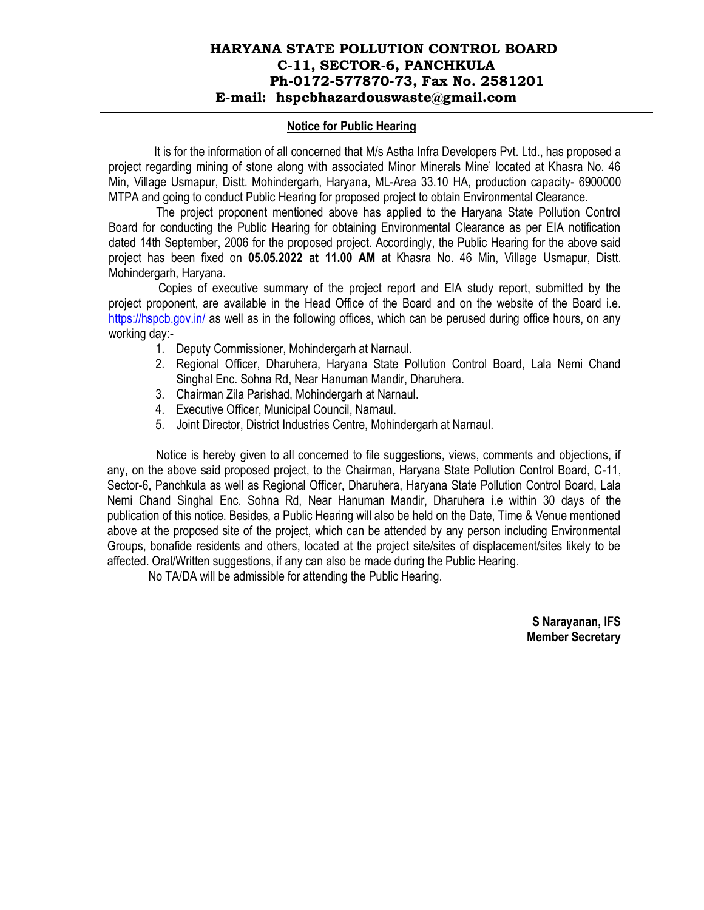# HARYANA STATE POLLUTION CONTROL BOARD
## C-11, SECTOR-6, PANCHKULA
**Ph-0172-577870-73, Fax No. 2581201**
**E-mail: hspcbhazardouswaste@gmail.com**

---

**Notice for Public Hearing**

It is for the information of all concerned that M/s Astha Infra Developers Pvt. Ltd., has proposed a project regarding mining of stone along with associated Minor Minerals Mine' located at Khasra No. 46 Min, Village Usmapur, Distt. Mohindergarh, Haryana, ML-Area 33.10 HA, production capacity- 6900000 MTPA and going to conduct Public Hearing for proposed project to obtain Environmental Clearance.

The project proponent mentioned above has applied to the Haryana State Pollution Control Board for conducting the Public Hearing for obtaining Environmental Clearance as per EIA notification dated 14th September, 2006 for the proposed project. Accordingly, the Public Hearing for the above said project has been fixed on **05.05.2022 at 11.00 AM** at Khasra No. 46 Min, Village Usmapur, Distt. Mohindergarh, Haryana.

Copies of executive summary of the project report and EIA study report, submitted by the project proponent, are available in the Head Office of the Board and on the website of the Board i.e. https://hspcb.gov.in/ as well as in the following offices, which can be perused during office hours, on any working day:-

1. Deputy Commissioner, Mohindergarh at Narnaul.
2. Regional Officer, Dharuhera, Haryana State Pollution Control Board, Lala Nemi Chand Singhal Enc. Sohna Rd, Near Hanuman Mandir, Dharuhera.
3. Chairman Zila Parishad, Mohindergarh at Narnaul.
4. Executive Officer, Municipal Council, Narnaul.
5. Joint Director, District Industries Centre, Mohindergarh at Narnaul.

Notice is hereby given to all concerned to file suggestions, views, comments and objections, if any, on the above said proposed project, to the Chairman, Haryana State Pollution Control Board, C-11, Sector-6, Panchkula as well as Regional Officer, Dharuhera, Haryana State Pollution Control Board, Lala Nemi Chand Singhal Enc. Sohna Rd, Near Hanuman Mandir, Dharuhera i.e within 30 days of the publication of this notice. Besides, a Public Hearing will also be held on the Date, Time & Venue mentioned above at the proposed site of the project, which can be attended by any person including Environmental Groups, bonafide residents and others, located at the project site/sites of displacement/sites likely to be affected. Oral/Written suggestions, if any can also be made during the Public Hearing.

No TA/DA will be admissible for attending the Public Hearing.

**S Narayanan, IFS**
**Member Secretary**